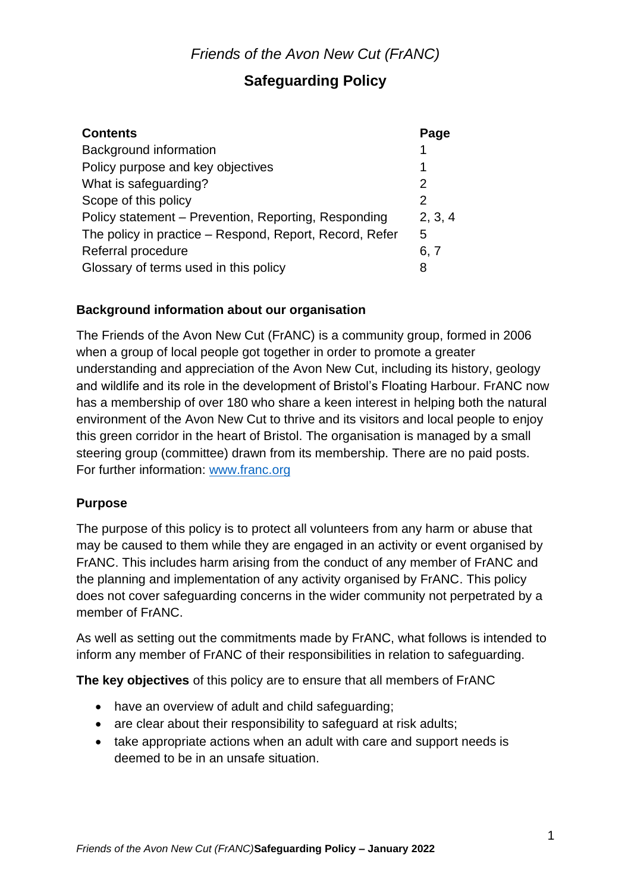*Friends of the Avon New Cut (FrANC)*

# Safeguarding Policy

| Contents | Page |
|---|---|
| Background information | 1 |
| Policy purpose and key objectives | 1 |
| What is safeguarding? | 2 |
| Scope of this policy | 2 |
| Policy statement – Prevention, Reporting, Responding | 2, 3, 4 |
| The policy in practice – Respond, Report, Record, Refer | 5 |
| Referral procedure | 6, 7 |
| Glossary of terms used in this policy | 8 |

## Background information about our organisation

The Friends of the Avon New Cut (FrANC) is a community group, formed in 2006 when a group of local people got together in order to promote a greater understanding and appreciation of the Avon New Cut, including its history, geology and wildlife and its role in the development of Bristol's Floating Harbour. FrANC now has a membership of over 180 who share a keen interest in helping both the natural environment of the Avon New Cut to thrive and its visitors and local people to enjoy this green corridor in the heart of Bristol. The organisation is managed by a small steering group (committee) drawn from its membership. There are no paid posts. For further information: [www.franc.org](http://www.franc.org)

## Purpose

The purpose of this policy is to protect all volunteers from any harm or abuse that may be caused to them while they are engaged in an activity or event organised by FrANC. This includes harm arising from the conduct of any member of FrANC and the planning and implementation of any activity organised by FrANC. This policy does not cover safeguarding concerns in the wider community not perpetrated by a member of FrANC.

As well as setting out the commitments made by FrANC, what follows is intended to inform any member of FrANC of their responsibilities in relation to safeguarding.

**The key objectives** of this policy are to ensure that all members of FrANC

- have an overview of adult and child safeguarding;
- are clear about their responsibility to safeguard at risk adults;
- take appropriate actions when an adult with care and support needs is deemed to be in an unsafe situation.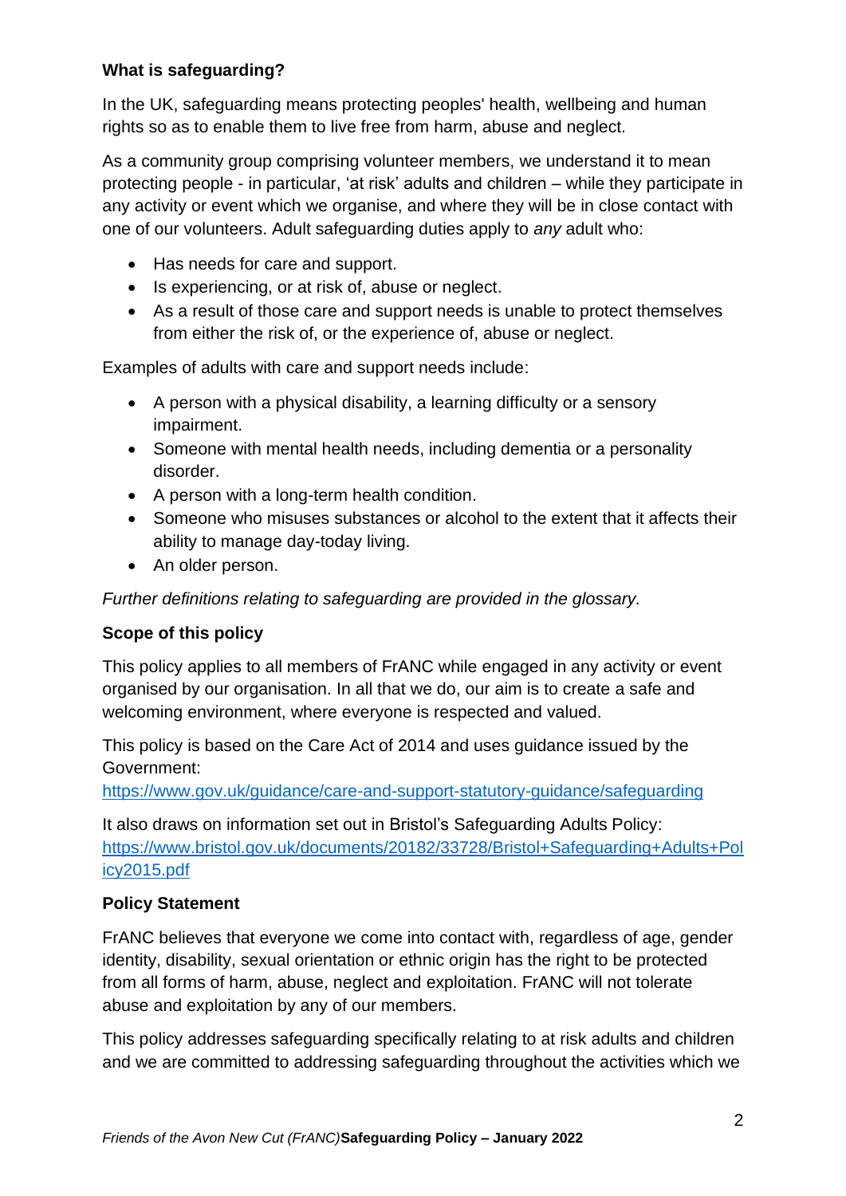**What is safeguarding?**

In the UK, safeguarding means protecting peoples' health, wellbeing and human rights so as to enable them to live free from harm, abuse and neglect.

As a community group comprising volunteer members, we understand it to mean protecting people - in particular, 'at risk' adults and children – while they participate in any activity or event which we organise, and where they will be in close contact with one of our volunteers. Adult safeguarding duties apply to *any* adult who:

- Has needs for care and support.
- Is experiencing, or at risk of, abuse or neglect.
- As a result of those care and support needs is unable to protect themselves from either the risk of, or the experience of, abuse or neglect.

Examples of adults with care and support needs include:

- A person with a physical disability, a learning difficulty or a sensory impairment.
- Someone with mental health needs, including dementia or a personality disorder.
- A person with a long-term health condition.
- Someone who misuses substances or alcohol to the extent that it affects their ability to manage day-today living.
- An older person.

*Further definitions relating to safeguarding are provided in the glossary.*

**Scope of this policy**

This policy applies to all members of FrANC while engaged in any activity or event organised by our organisation. In all that we do, our aim is to create a safe and welcoming environment, where everyone is respected and valued.

This policy is based on the Care Act of 2014 and uses guidance issued by the Government:
https://www.gov.uk/guidance/care-and-support-statutory-guidance/safeguarding

It also draws on information set out in Bristol's Safeguarding Adults Policy:
https://www.bristol.gov.uk/documents/20182/33728/Bristol+Safeguarding+Adults+Policy2015.pdf

**Policy Statement**

FrANC believes that everyone we come into contact with, regardless of age, gender identity, disability, sexual orientation or ethnic origin has the right to be protected from all forms of harm, abuse, neglect and exploitation. FrANC will not tolerate abuse and exploitation by any of our members.

This policy addresses safeguarding specifically relating to at risk adults and children and we are committed to addressing safeguarding throughout the activities which we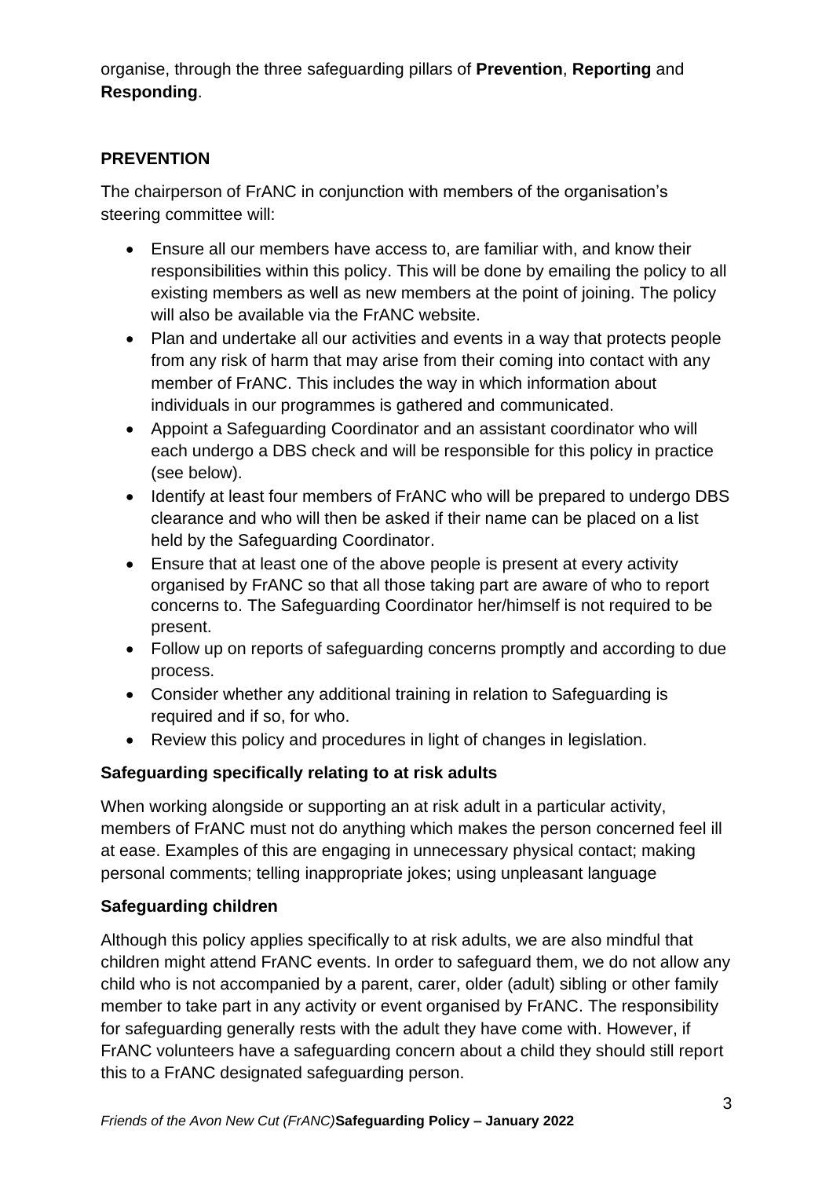organise, through the three safeguarding pillars of **Prevention**, **Reporting** and **Responding**.

## PREVENTION

The chairperson of FrANC in conjunction with members of the organisation's steering committee will:

- Ensure all our members have access to, are familiar with, and know their responsibilities within this policy. This will be done by emailing the policy to all existing members as well as new members at the point of joining. The policy will also be available via the FrANC website.
- Plan and undertake all our activities and events in a way that protects people from any risk of harm that may arise from their coming into contact with any member of FrANC. This includes the way in which information about individuals in our programmes is gathered and communicated.
- Appoint a Safeguarding Coordinator and an assistant coordinator who will each undergo a DBS check and will be responsible for this policy in practice (see below).
- Identify at least four members of FrANC who will be prepared to undergo DBS clearance and who will then be asked if their name can be placed on a list held by the Safeguarding Coordinator.
- Ensure that at least one of the above people is present at every activity organised by FrANC so that all those taking part are aware of who to report concerns to. The Safeguarding Coordinator her/himself is not required to be present.
- Follow up on reports of safeguarding concerns promptly and according to due process.
- Consider whether any additional training in relation to Safeguarding is required and if so, for who.
- Review this policy and procedures in light of changes in legislation.

### Safeguarding specifically relating to at risk adults

When working alongside or supporting an at risk adult in a particular activity, members of FrANC must not do anything which makes the person concerned feel ill at ease. Examples of this are engaging in unnecessary physical contact; making personal comments; telling inappropriate jokes; using unpleasant language

### Safeguarding children

Although this policy applies specifically to at risk adults, we are also mindful that children might attend FrANC events. In order to safeguard them, we do not allow any child who is not accompanied by a parent, carer, older (adult) sibling or other family member to take part in any activity or event organised by FrANC. The responsibility for safeguarding generally rests with the adult they have come with. However, if FrANC volunteers have a safeguarding concern about a child they should still report this to a FrANC designated safeguarding person.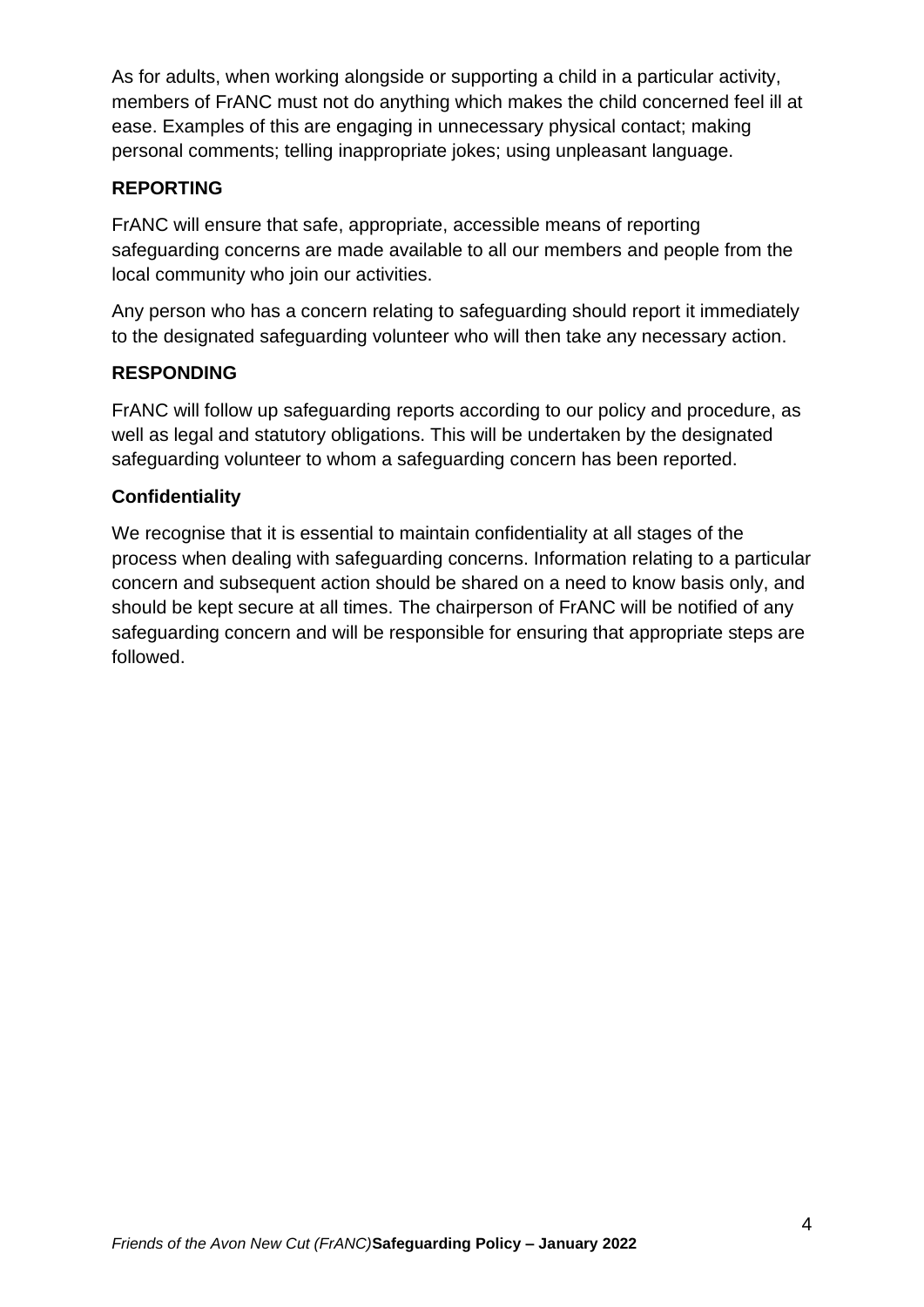As for adults, when working alongside or supporting a child in a particular activity, members of FrANC must not do anything which makes the child concerned feel ill at ease. Examples of this are engaging in unnecessary physical contact; making personal comments; telling inappropriate jokes; using unpleasant language.

## REPORTING

FrANC will ensure that safe, appropriate, accessible means of reporting safeguarding concerns are made available to all our members and people from the local community who join our activities.

Any person who has a concern relating to safeguarding should report it immediately to the designated safeguarding volunteer who will then take any necessary action.

## RESPONDING

FrANC will follow up safeguarding reports according to our policy and procedure, as well as legal and statutory obligations. This will be undertaken by the designated safeguarding volunteer to whom a safeguarding concern has been reported.

### Confidentiality

We recognise that it is essential to maintain confidentiality at all stages of the process when dealing with safeguarding concerns. Information relating to a particular concern and subsequent action should be shared on a need to know basis only, and should be kept secure at all times. The chairperson of FrANC will be notified of any safeguarding concern and will be responsible for ensuring that appropriate steps are followed.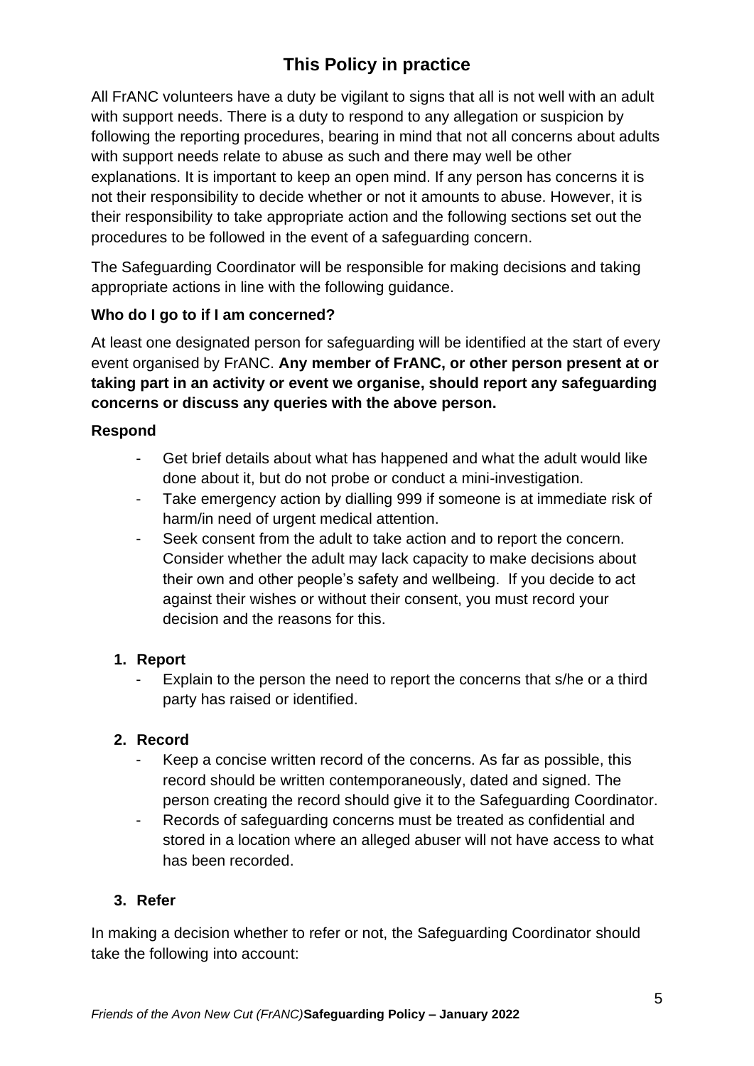## This Policy in practice

All FrANC volunteers have a duty be vigilant to signs that all is not well with an adult with support needs. There is a duty to respond to any allegation or suspicion by following the reporting procedures, bearing in mind that not all concerns about adults with support needs relate to abuse as such and there may well be other explanations. It is important to keep an open mind. If any person has concerns it is not their responsibility to decide whether or not it amounts to abuse. However, it is their responsibility to take appropriate action and the following sections set out the procedures to be followed in the event of a safeguarding concern.

The Safeguarding Coordinator will be responsible for making decisions and taking appropriate actions in line with the following guidance.

**Who do I go to if I am concerned?**

At least one designated person for safeguarding will be identified at the start of every event organised by FrANC. **Any member of FrANC, or other person present at or taking part in an activity or event we organise, should report any safeguarding concerns or discuss any queries with the above person.**

**Respond**

- Get brief details about what has happened and what the adult would like done about it, but do not probe or conduct a mini-investigation.
- Take emergency action by dialling 999 if someone is at immediate risk of harm/in need of urgent medical attention.
- Seek consent from the adult to take action and to report the concern. Consider whether the adult may lack capacity to make decisions about their own and other people's safety and wellbeing. If you decide to act against their wishes or without their consent, you must record your decision and the reasons for this.

1. **Report**
   - Explain to the person the need to report the concerns that s/he or a third party has raised or identified.

2. **Record**
   - Keep a concise written record of the concerns. As far as possible, this record should be written contemporaneously, dated and signed. The person creating the record should give it to the Safeguarding Coordinator.
   - Records of safeguarding concerns must be treated as confidential and stored in a location where an alleged abuser will not have access to what has been recorded.

3. **Refer**

In making a decision whether to refer or not, the Safeguarding Coordinator should take the following into account: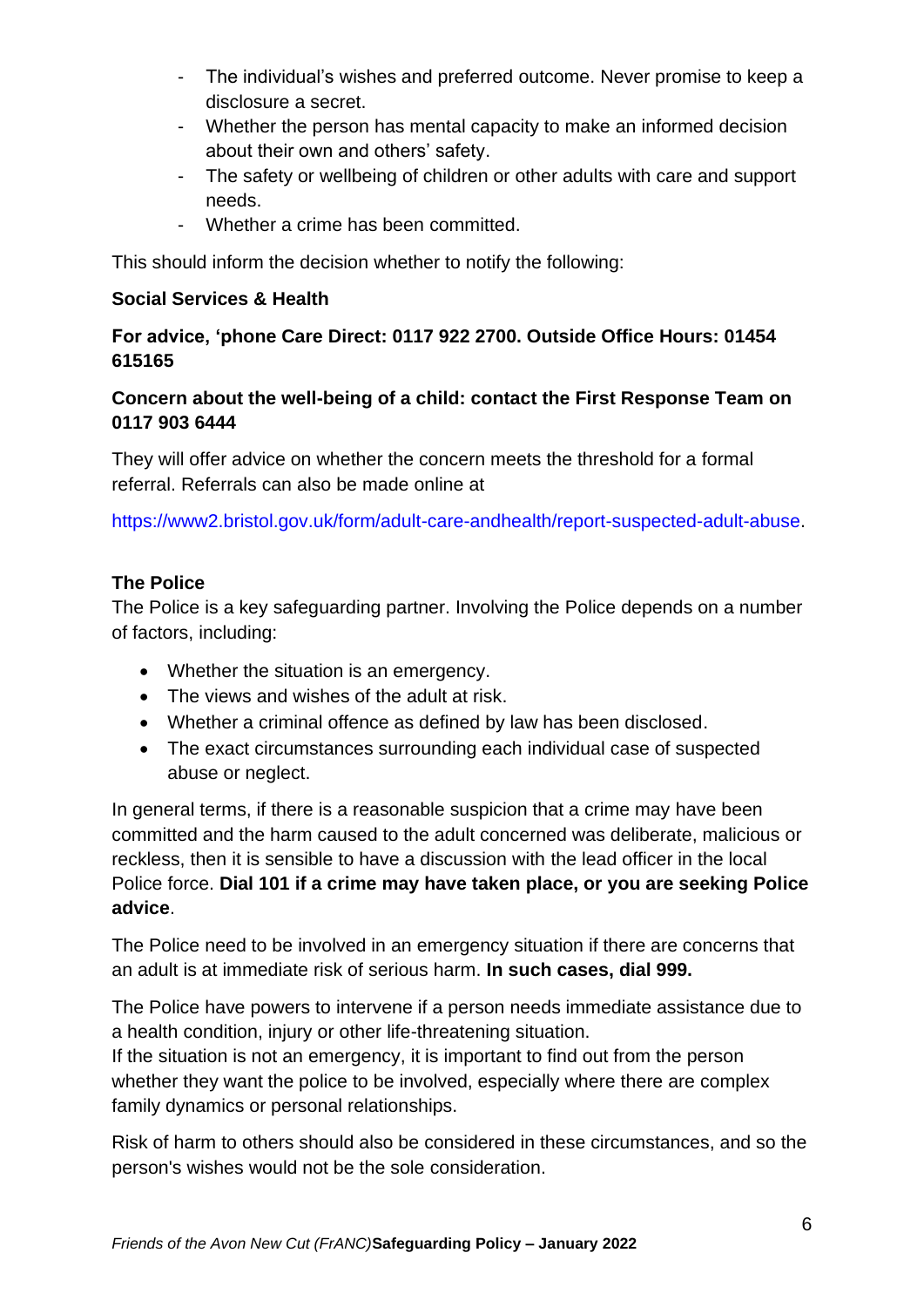- The individual's wishes and preferred outcome. Never promise to keep a disclosure a secret.
- Whether the person has mental capacity to make an informed decision about their own and others' safety.
- The safety or wellbeing of children or other adults with care and support needs.
- Whether a crime has been committed.

This should inform the decision whether to notify the following:

**Social Services & Health**

**For advice, 'phone Care Direct: 0117 922 2700. Outside Office Hours: 01454 615165**

**Concern about the well-being of a child: contact the First Response Team on 0117 903 6444**

They will offer advice on whether the concern meets the threshold for a formal referral. Referrals can also be made online at

https://www2.bristol.gov.uk/form/adult-care-andhealth/report-suspected-adult-abuse.

**The Police**

The Police is a key safeguarding partner. Involving the Police depends on a number of factors, including:

- Whether the situation is an emergency.
- The views and wishes of the adult at risk.
- Whether a criminal offence as defined by law has been disclosed.
- The exact circumstances surrounding each individual case of suspected abuse or neglect.

In general terms, if there is a reasonable suspicion that a crime may have been committed and the harm caused to the adult concerned was deliberate, malicious or reckless, then it is sensible to have a discussion with the lead officer in the local Police force. **Dial 101 if a crime may have taken place, or you are seeking Police advice**.

The Police need to be involved in an emergency situation if there are concerns that an adult is at immediate risk of serious harm. **In such cases, dial 999.**

The Police have powers to intervene if a person needs immediate assistance due to a health condition, injury or other life-threatening situation.
If the situation is not an emergency, it is important to find out from the person whether they want the police to be involved, especially where there are complex family dynamics or personal relationships.

Risk of harm to others should also be considered in these circumstances, and so the person's wishes would not be the sole consideration.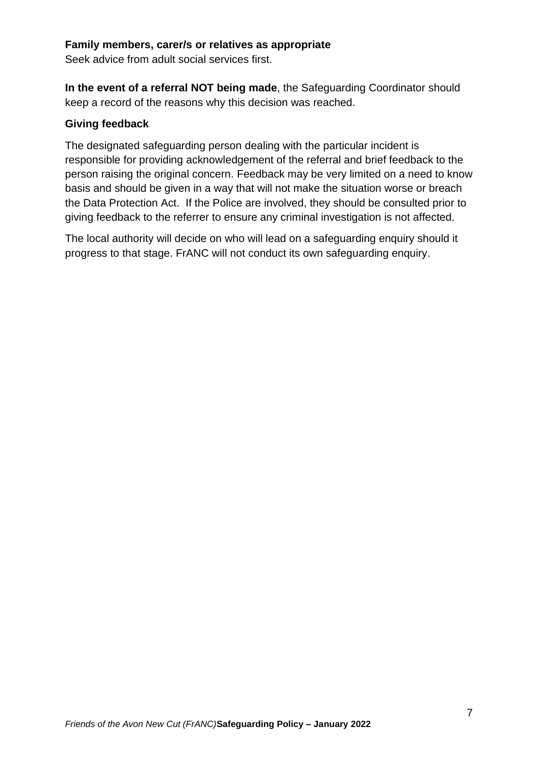**Family members, carer/s or relatives as appropriate**
Seek advice from adult social services first.

**In the event of a referral NOT being made**, the Safeguarding Coordinator should keep a record of the reasons why this decision was reached.

### Giving feedback

The designated safeguarding person dealing with the particular incident is responsible for providing acknowledgement of the referral and brief feedback to the person raising the original concern. Feedback may be very limited on a need to know basis and should be given in a way that will not make the situation worse or breach the Data Protection Act. If the Police are involved, they should be consulted prior to giving feedback to the referrer to ensure any criminal investigation is not affected.

The local authority will decide on who will lead on a safeguarding enquiry should it progress to that stage. FrANC will not conduct its own safeguarding enquiry.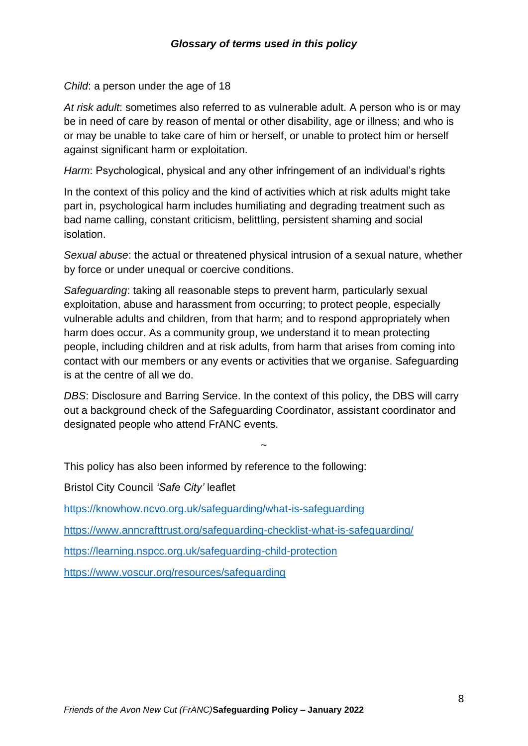### *Glossary of terms used in this policy*

*Child*: a person under the age of 18

*At risk adult*: sometimes also referred to as vulnerable adult. A person who is or may be in need of care by reason of mental or other disability, age or illness; and who is or may be unable to take care of him or herself, or unable to protect him or herself against significant harm or exploitation.

*Harm*: Psychological, physical and any other infringement of an individual's rights

In the context of this policy and the kind of activities which at risk adults might take part in, psychological harm includes humiliating and degrading treatment such as bad name calling, constant criticism, belittling, persistent shaming and social isolation.

*Sexual abuse*: the actual or threatened physical intrusion of a sexual nature, whether by force or under unequal or coercive conditions.

*Safeguarding*: taking all reasonable steps to prevent harm, particularly sexual exploitation, abuse and harassment from occurring; to protect people, especially vulnerable adults and children, from that harm; and to respond appropriately when harm does occur. As a community group, we understand it to mean protecting people, including children and at risk adults, from harm that arises from coming into contact with our members or any events or activities that we organise. Safeguarding is at the centre of all we do.

*DBS*: Disclosure and Barring Service. In the context of this policy, the DBS will carry out a background check of the Safeguarding Coordinator, assistant coordinator and designated people who attend FrANC events.

~

This policy has also been informed by reference to the following:

Bristol City Council *'Safe City'* leaflet

https://knowhow.ncvo.org.uk/safeguarding/what-is-safeguarding

https://www.anncrafttrust.org/safeguarding-checklist-what-is-safeguarding/

https://learning.nspcc.org.uk/safeguarding-child-protection

https://www.voscur.org/resources/safeguarding